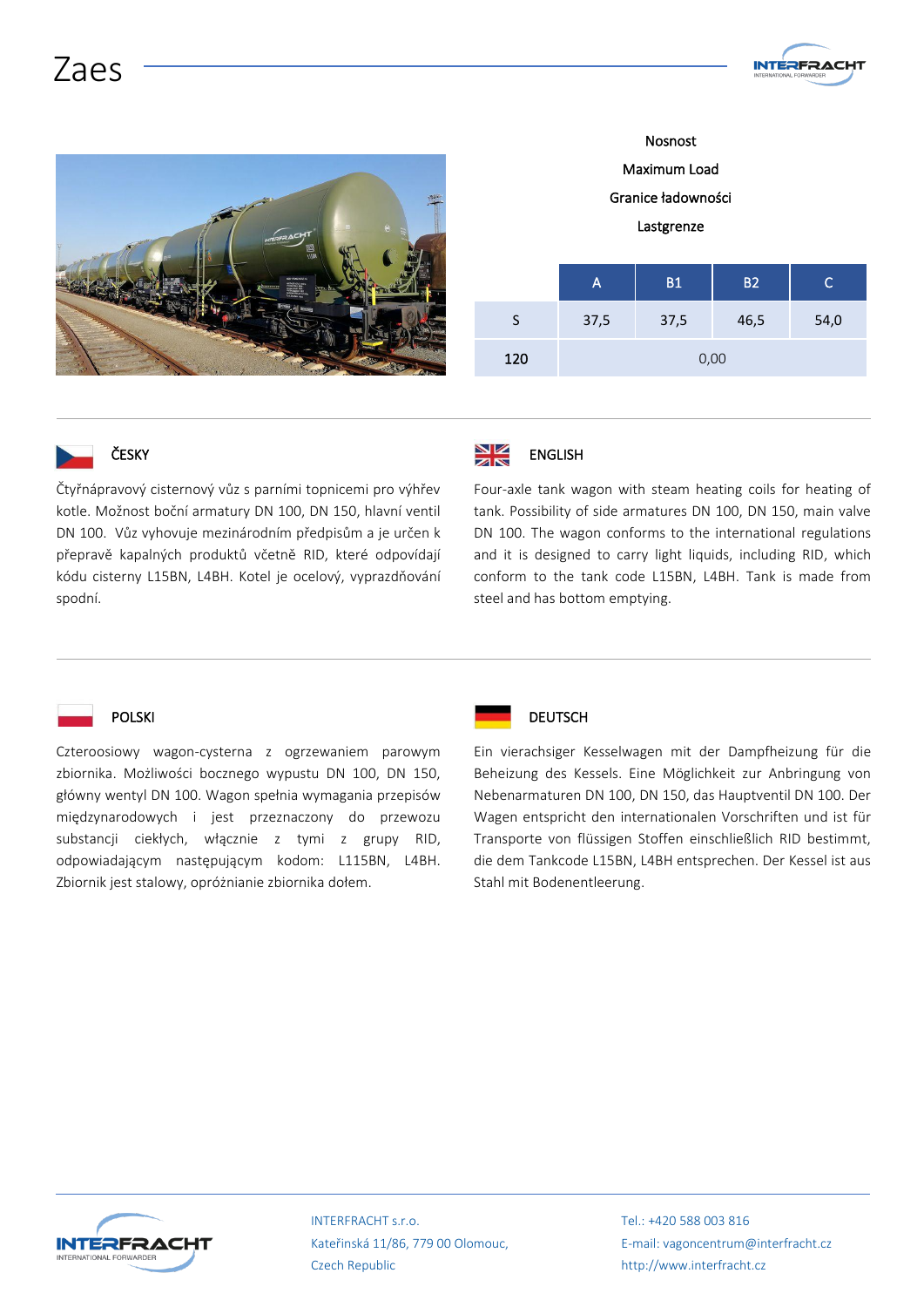# Zaes

Nosnost
Maximum Load
Granice ładowności
Lastgrenze

| | A | B1 | B2 | C |
|---|---|---|---|---|
| S | 37,5 | 37,5 | 46,5 | 54,0 |
| 120 | 0,00 | | | |

## ČESKY

Čtyřnápravový cisternový vůz s parními topnicemi pro výhřev kotle. Možnost boční armatury DN 100, DN 150, hlavní ventil DN 100. Vůz vyhovuje mezinárodním předpisům a je určen k přepravě kapalných produktů včetně RID, které odpovídají kódu cisterny L15BN, L4BH. Kotel je ocelový, vyprazdňování spodní.

## ENGLISH

Four-axle tank wagon with steam heating coils for heating of tank. Possibility of side armatures DN 100, DN 150, main valve DN 100. The wagon conforms to the international regulations and it is designed to carry light liquids, including RID, which conform to the tank code L15BN, L4BH. Tank is made from steel and has bottom emptying.

## POLSKI

Czteroosiowy wagon-cysterna z ogrzewaniem parowym zbiornika. Możliwości bocznego wypustu DN 100, DN 150, główny wentyl DN 100. Wagon spełnia wymagania przepisów międzynarodowych i jest przeznaczony do przewozu substancji ciekłych, włącznie z tymi z grupy RID, odpowiadającym następującym kodom: L115BN, L4BH. Zbiornik jest stalowy, opróżnianie zbiornika dołem.

## DEUTSCH

Ein vierachsiger Kesselwagen mit der Dampfheizung für die Beheizung des Kessels. Eine Möglichkeit zur Anbringung von Nebenarmaturen DN 100, DN 150, das Hauptventil DN 100. Der Wagen entspricht den internationalen Vorschriften und ist für Transporte von flüssigen Stoffen einschließlich RID bestimmt, die dem Tankcode L15BN, L4BH entsprechen. Der Kessel ist aus Stahl mit Bodenentleerung.

INTERFRACHT s.r.o.
Kateřinská 11/86, 779 00 Olomouc,
Czech Republic

Tel.: +420 588 003 816
E-mail: vagoncentrum@interfracht.cz
http://www.interfracht.cz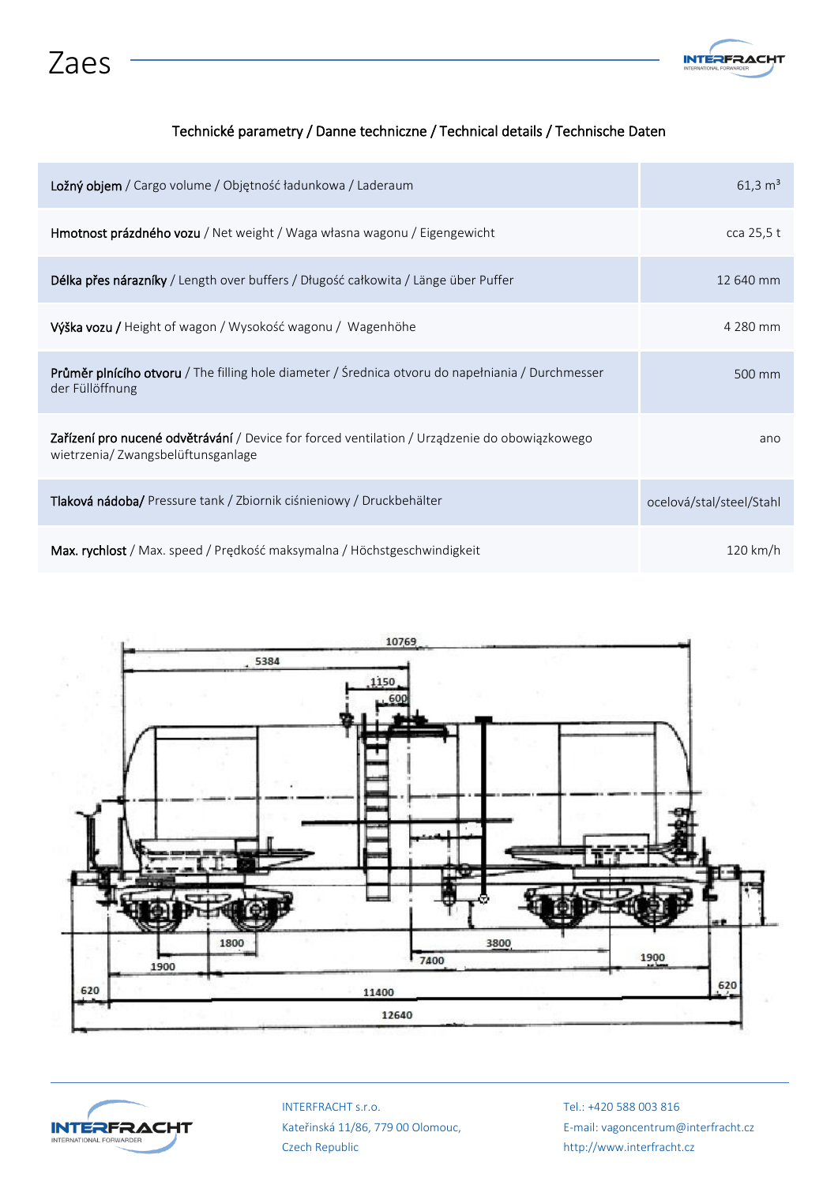# Zaes

Technické parametry / Danne techniczne / Technical details / Technische Daten

| | |
|---|---|
| **Ložný objem** / Cargo volume / Objętność ładunkowa / Laderaum | 61,3 m³ |
| **Hmotnost prázdného vozu** / Net weight / Waga własna wagonu / Eigengewicht | cca 25,5 t |
| **Délka přes nárazníky** / Length over buffers / Długość całkowita / Länge über Puffer | 12 640 mm |
| **Výška vozu /** Height of wagon / Wysokość wagonu / Wagenhöhe | 4 280 mm |
| **Průměr plnícího otvoru** / The filling hole diameter / Średnica otvoru do napełniania / Durchmesser der Füllöffnung | 500 mm |
| **Zařízení pro nucené odvětrávání** / Device for forced ventilation / Urządzenie do obowiązkowego wietrzenia/ Zwangsbelüftunsganlage | ano |
| **Tlaková nádoba/** Pressure tank / Zbiornik ciśnieniowy / Druckbehälter | ocelová/stal/steel/Stahl |
| **Max. rychlost** / Max. speed / Prędkość maksymalna / Höchstgeschwindigkeit | 120 km/h |

10769
5384
1150
600
1800
3800
7400
1900
1900
620
11400
620
12640

INTERFRACHT s.r.o.
Kateřinská 11/86, 779 00 Olomouc,
Czech Republic

Tel.: +420 588 003 816
E-mail: vagoncentrum@interfracht.cz
http://www.interfracht.cz